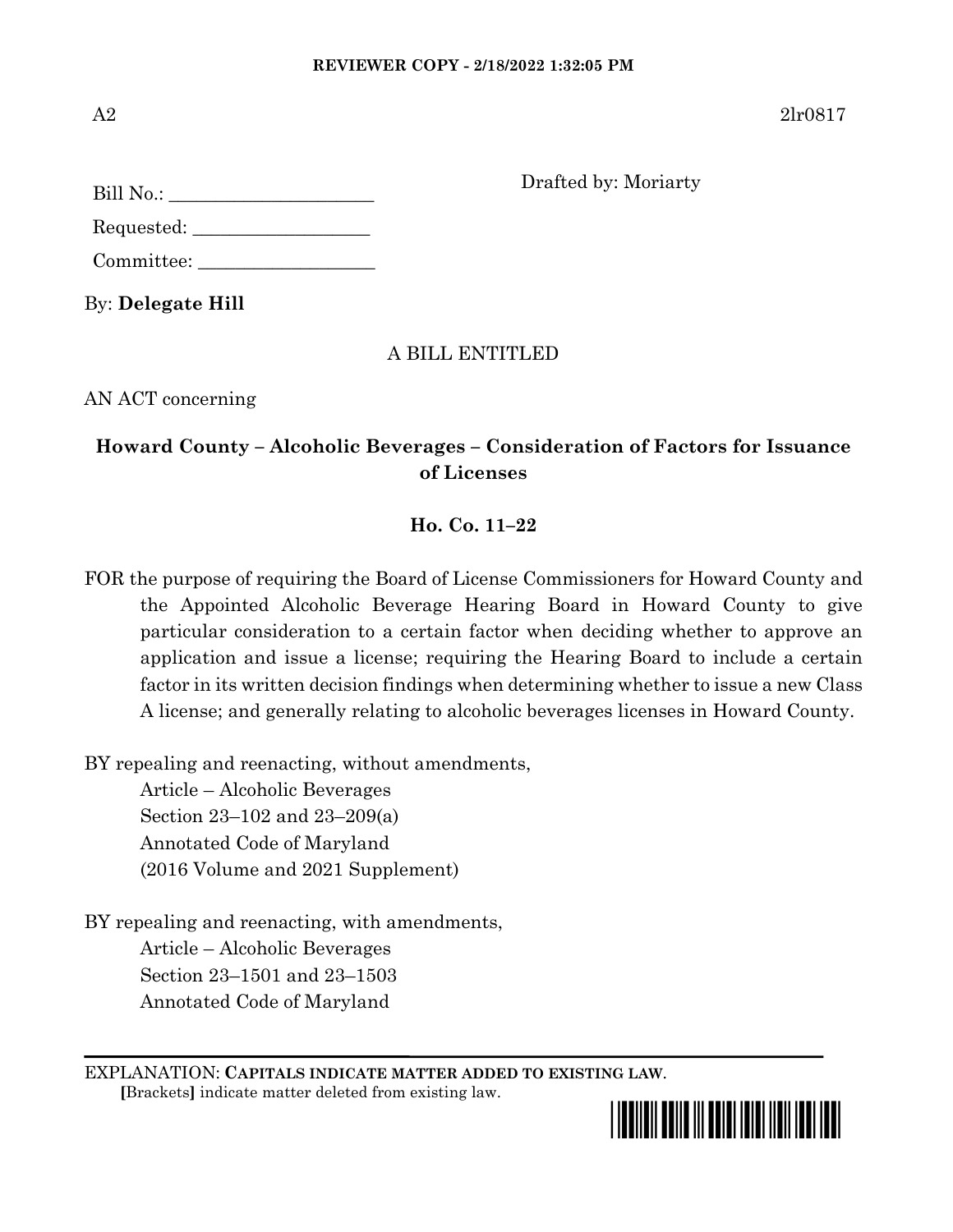**REVIEWER COPY - 2/18/2022 1:32:05 PM**

A2 2lr0817

Bill No.: ______________________

Requested: ___________________

Committee: ___________________

Drafted by: Moriarty

By: **Delegate Hill**

A BILL ENTITLED

AN ACT concerning

## Howard County – Alcoholic Beverages – Consideration of Factors for Issuance of Licenses

### Ho. Co. 11–22

FOR the purpose of requiring the Board of License Commissioners for Howard County and the Appointed Alcoholic Beverage Hearing Board in Howard County to give particular consideration to a certain factor when deciding whether to approve an application and issue a license; requiring the Hearing Board to include a certain factor in its written decision findings when determining whether to issue a new Class A license; and generally relating to alcoholic beverages licenses in Howard County.

BY repealing and reenacting, without amendments,
Article – Alcoholic Beverages
Section 23–102 and 23–209(a)
Annotated Code of Maryland
(2016 Volume and 2021 Supplement)

BY repealing and reenacting, with amendments,
Article – Alcoholic Beverages
Section 23–1501 and 23–1503
Annotated Code of Maryland

EXPLANATION: **CAPITALS INDICATE MATTER ADDED TO EXISTING LAW.**
**[**Brackets**]** indicate matter deleted from existing law.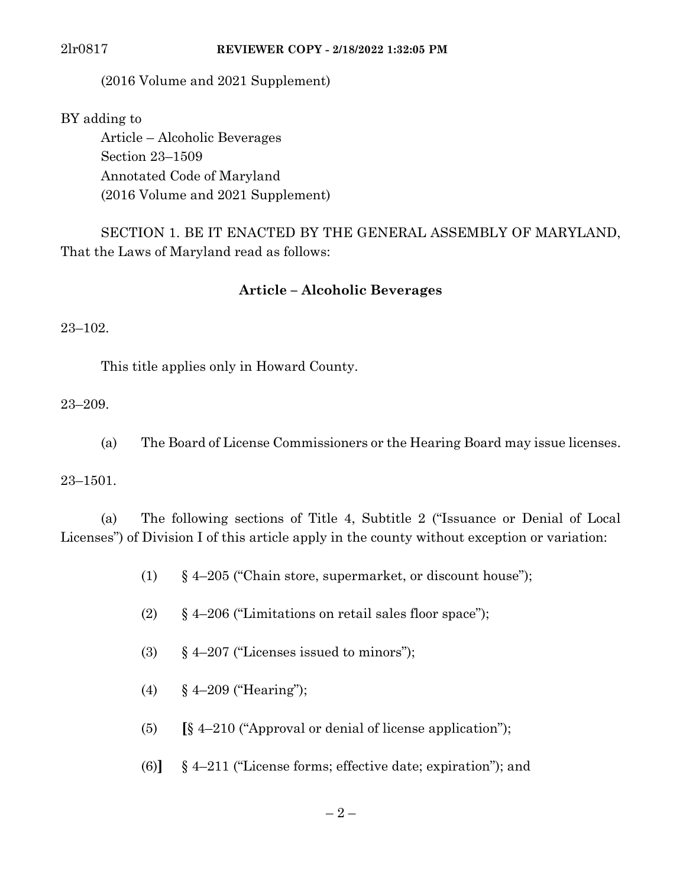(2016 Volume and 2021 Supplement)

BY adding to

Article – Alcoholic Beverages
Section 23–1509
Annotated Code of Maryland
(2016 Volume and 2021 Supplement)

SECTION 1. BE IT ENACTED BY THE GENERAL ASSEMBLY OF MARYLAND, That the Laws of Maryland read as follows:

**Article – Alcoholic Beverages**

23–102.

This title applies only in Howard County.

23–209.

(a) The Board of License Commissioners or the Hearing Board may issue licenses.

23–1501.

(a) The following sections of Title 4, Subtitle 2 ("Issuance or Denial of Local Licenses") of Division I of this article apply in the county without exception or variation:

(1) § 4–205 ("Chain store, supermarket, or discount house");

(2) § 4–206 ("Limitations on retail sales floor space");

(3) § 4–207 ("Licenses issued to minors");

(4) § 4–209 ("Hearing");

(5) **[**§ 4–210 ("Approval or denial of license application");

(6)**]** § 4–211 ("License forms; effective date; expiration"); and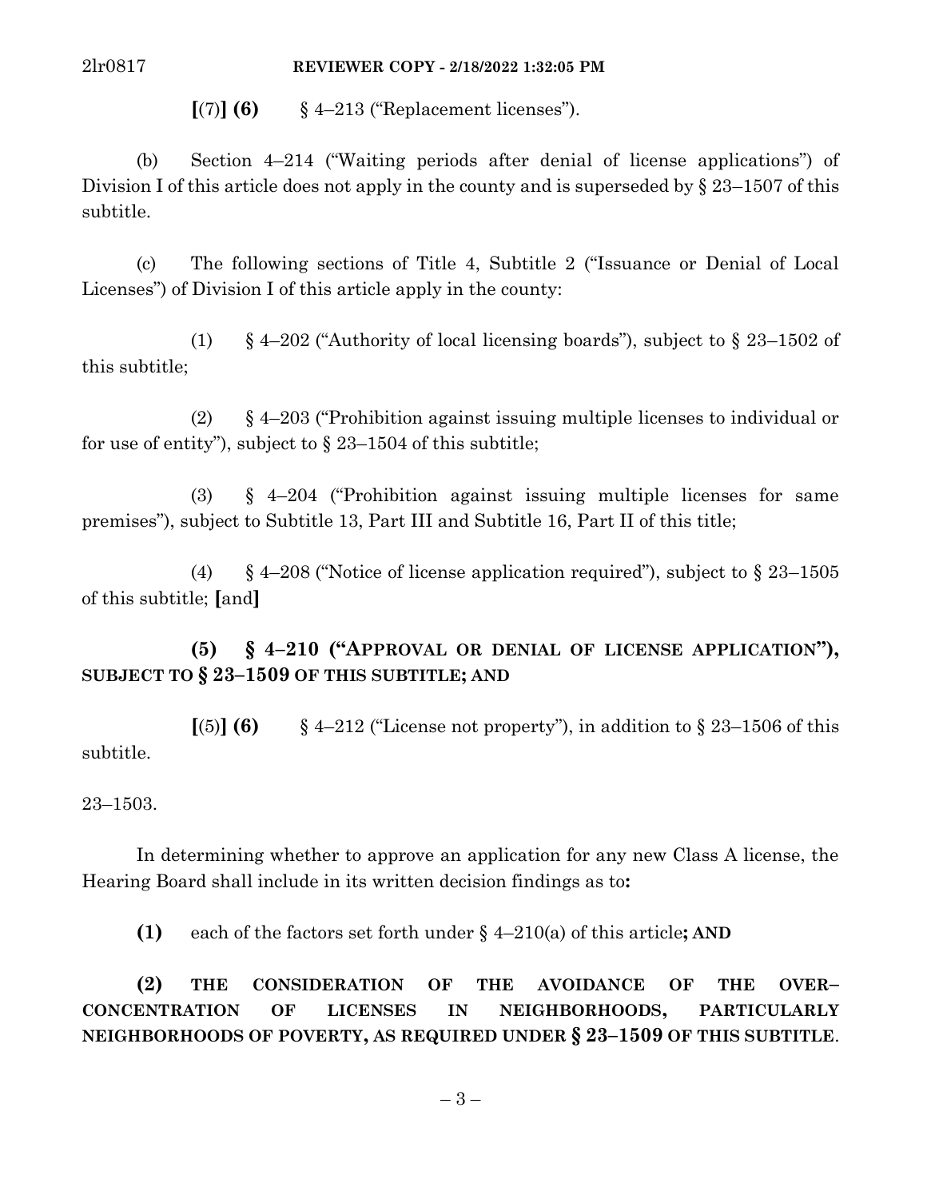**[**(7)**] (6)** § 4–213 ("Replacement licenses").

(b) Section 4–214 ("Waiting periods after denial of license applications") of Division I of this article does not apply in the county and is superseded by § 23–1507 of this subtitle.

(c) The following sections of Title 4, Subtitle 2 ("Issuance or Denial of Local Licenses") of Division I of this article apply in the county:

(1) § 4–202 ("Authority of local licensing boards"), subject to § 23–1502 of this subtitle;

(2) § 4–203 ("Prohibition against issuing multiple licenses to individual or for use of entity"), subject to § 23–1504 of this subtitle;

(3) § 4–204 ("Prohibition against issuing multiple licenses for same premises"), subject to Subtitle 13, Part III and Subtitle 16, Part II of this title;

(4) § 4–208 ("Notice of license application required"), subject to § 23–1505 of this subtitle; **[**and**]**

**(5) § 4–210 ("APPROVAL OR DENIAL OF LICENSE APPLICATION"), SUBJECT TO § 23–1509 OF THIS SUBTITLE; AND**

**[**(5)**] (6)** § 4–212 ("License not property"), in addition to § 23–1506 of this subtitle.

23–1503.

In determining whether to approve an application for any new Class A license, the Hearing Board shall include in its written decision findings as to**:**

**(1)** each of the factors set forth under § 4–210(a) of this article**; AND**

**(2) THE CONSIDERATION OF THE AVOIDANCE OF THE OVER–CONCENTRATION OF LICENSES IN NEIGHBORHOODS, PARTICULARLY NEIGHBORHOODS OF POVERTY, AS REQUIRED UNDER § 23–1509 OF THIS SUBTITLE**.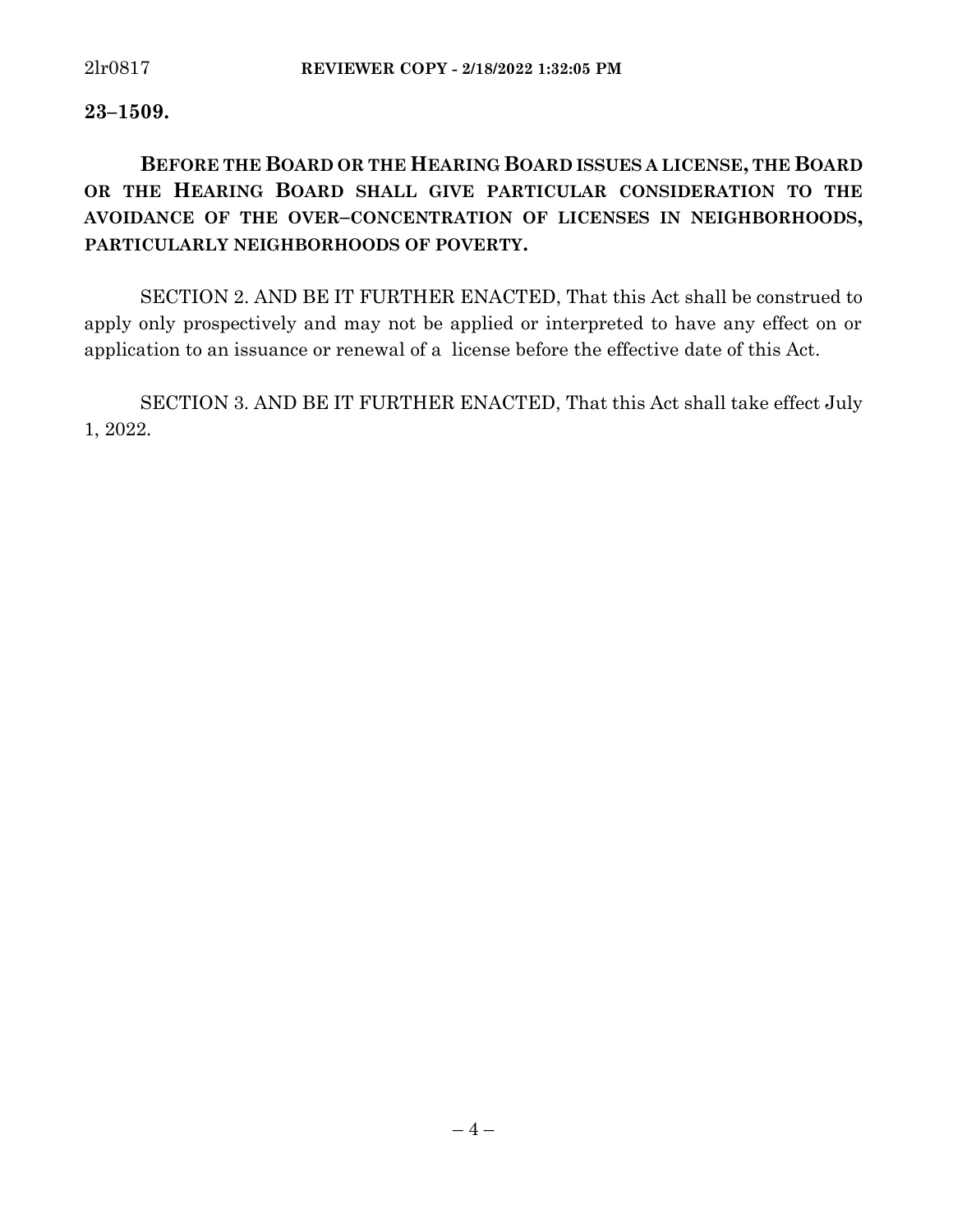**23–1509.**

**BEFORE THE BOARD OR THE HEARING BOARD ISSUES A LICENSE, THE BOARD OR THE HEARING BOARD SHALL GIVE PARTICULAR CONSIDERATION TO THE AVOIDANCE OF THE OVER–CONCENTRATION OF LICENSES IN NEIGHBORHOODS, PARTICULARLY NEIGHBORHOODS OF POVERTY.**

SECTION 2. AND BE IT FURTHER ENACTED, That this Act shall be construed to apply only prospectively and may not be applied or interpreted to have any effect on or application to an issuance or renewal of a license before the effective date of this Act.

SECTION 3. AND BE IT FURTHER ENACTED, That this Act shall take effect July 1, 2022.